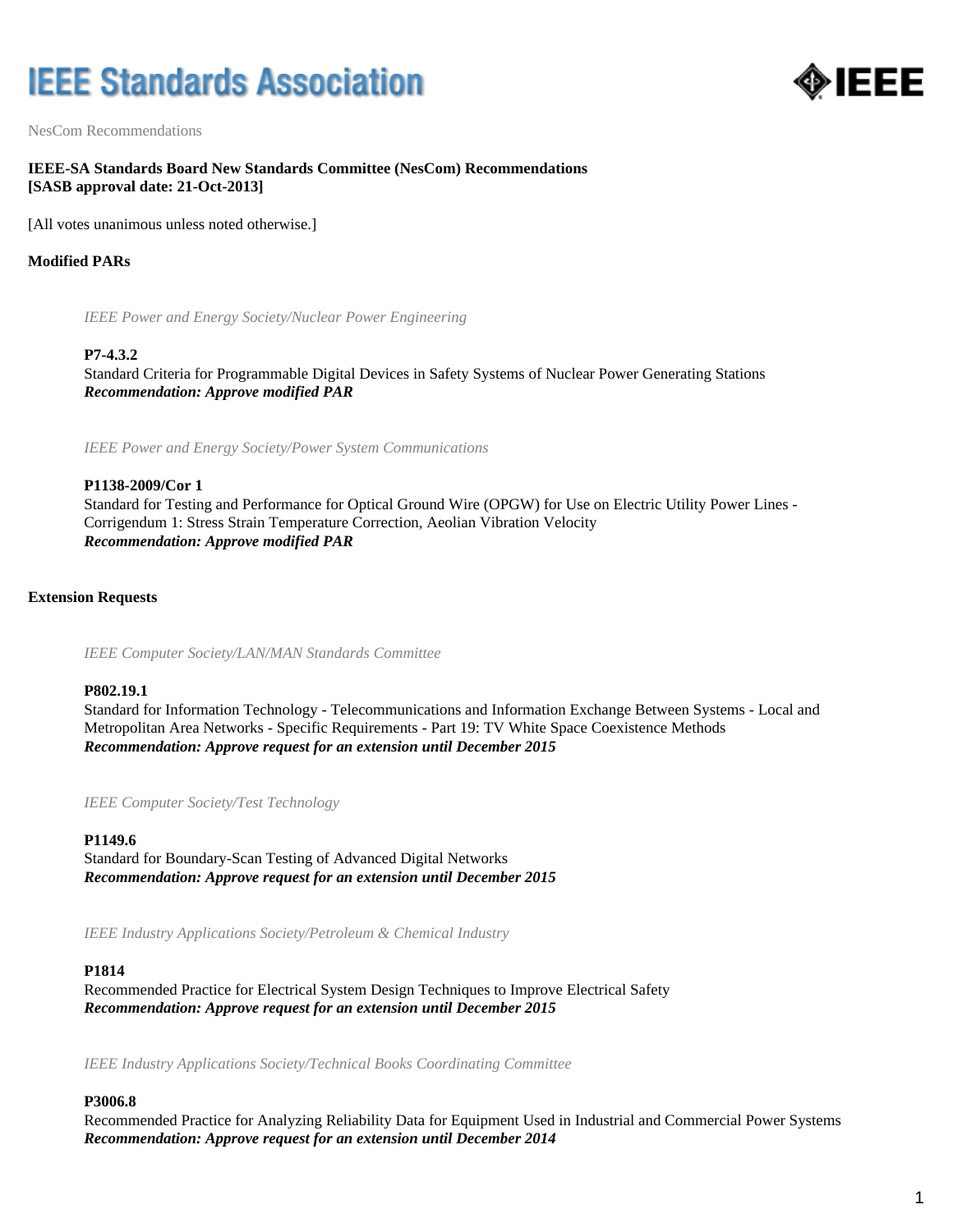# IEEE Standards Association

NesCom Recommendations

**IEEE-SA Standards Board New Standards Committee (NesCom) Recommendations**
**[SASB approval date: 21-Oct-2013]**

[All votes unanimous unless noted otherwise.]

## Modified PARs

*IEEE Power and Energy Society/Nuclear Power Engineering*

**P7-4.3.2**
Standard Criteria for Programmable Digital Devices in Safety Systems of Nuclear Power Generating Stations
***Recommendation: Approve modified PAR***

*IEEE Power and Energy Society/Power System Communications*

**P1138-2009/Cor 1**
Standard for Testing and Performance for Optical Ground Wire (OPGW) for Use on Electric Utility Power Lines - Corrigendum 1: Stress Strain Temperature Correction, Aeolian Vibration Velocity
***Recommendation: Approve modified PAR***

## Extension Requests

*IEEE Computer Society/LAN/MAN Standards Committee*

**P802.19.1**
Standard for Information Technology - Telecommunications and Information Exchange Between Systems - Local and Metropolitan Area Networks - Specific Requirements - Part 19: TV White Space Coexistence Methods
***Recommendation: Approve request for an extension until December 2015***

*IEEE Computer Society/Test Technology*

**P1149.6**
Standard for Boundary-Scan Testing of Advanced Digital Networks
***Recommendation: Approve request for an extension until December 2015***

*IEEE Industry Applications Society/Petroleum & Chemical Industry*

**P1814**
Recommended Practice for Electrical System Design Techniques to Improve Electrical Safety
***Recommendation: Approve request for an extension until December 2015***

*IEEE Industry Applications Society/Technical Books Coordinating Committee*

**P3006.8**
Recommended Practice for Analyzing Reliability Data for Equipment Used in Industrial and Commercial Power Systems
***Recommendation: Approve request for an extension until December 2014***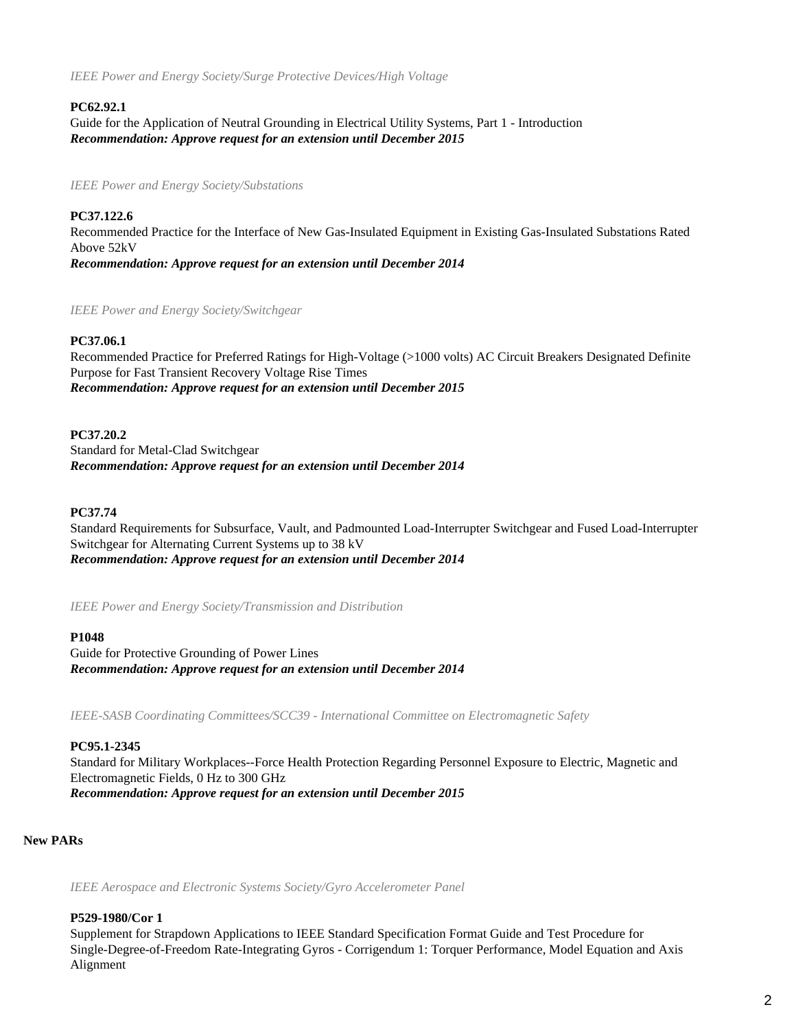*IEEE Power and Energy Society/Surge Protective Devices/High Voltage*

**PC62.92.1**
Guide for the Application of Neutral Grounding in Electrical Utility Systems, Part 1 - Introduction
***Recommendation: Approve request for an extension until December 2015***

*IEEE Power and Energy Society/Substations*

**PC37.122.6**
Recommended Practice for the Interface of New Gas-Insulated Equipment in Existing Gas-Insulated Substations Rated Above 52kV
***Recommendation: Approve request for an extension until December 2014***

*IEEE Power and Energy Society/Switchgear*

**PC37.06.1**
Recommended Practice for Preferred Ratings for High-Voltage (>1000 volts) AC Circuit Breakers Designated Definite Purpose for Fast Transient Recovery Voltage Rise Times
***Recommendation: Approve request for an extension until December 2015***

**PC37.20.2**
Standard for Metal-Clad Switchgear
***Recommendation: Approve request for an extension until December 2014***

**PC37.74**
Standard Requirements for Subsurface, Vault, and Padmounted Load-Interrupter Switchgear and Fused Load-Interrupter Switchgear for Alternating Current Systems up to 38 kV
***Recommendation: Approve request for an extension until December 2014***

*IEEE Power and Energy Society/Transmission and Distribution*

**P1048**
Guide for Protective Grounding of Power Lines
***Recommendation: Approve request for an extension until December 2014***

*IEEE-SASB Coordinating Committees/SCC39 - International Committee on Electromagnetic Safety*

**PC95.1-2345**
Standard for Military Workplaces--Force Health Protection Regarding Personnel Exposure to Electric, Magnetic and Electromagnetic Fields, 0 Hz to 300 GHz
***Recommendation: Approve request for an extension until December 2015***

**New PARs**

*IEEE Aerospace and Electronic Systems Society/Gyro Accelerometer Panel*

**P529-1980/Cor 1**
Supplement for Strapdown Applications to IEEE Standard Specification Format Guide and Test Procedure for Single-Degree-of-Freedom Rate-Integrating Gyros - Corrigendum 1: Torquer Performance, Model Equation and Axis Alignment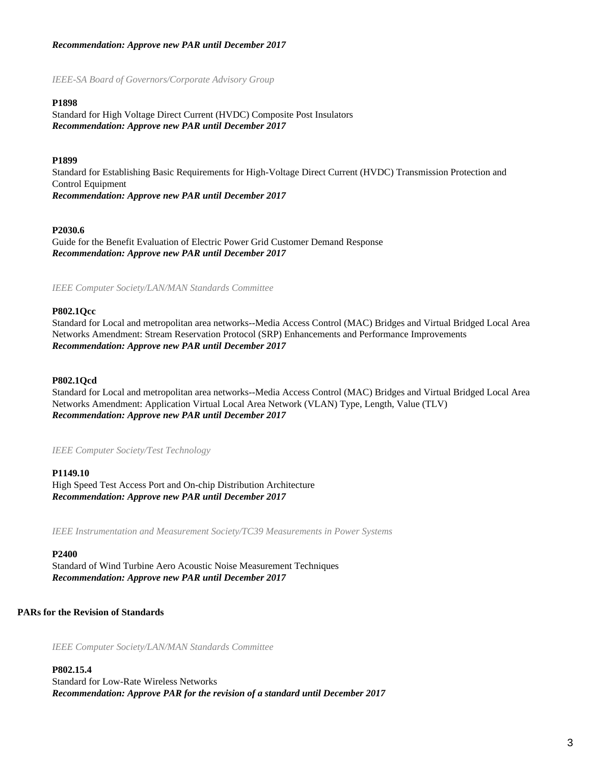***Recommendation: Approve new PAR until December 2017***

*IEEE-SA Board of Governors/Corporate Advisory Group*

**P1898**
Standard for High Voltage Direct Current (HVDC) Composite Post Insulators
***Recommendation: Approve new PAR until December 2017***

**P1899**
Standard for Establishing Basic Requirements for High-Voltage Direct Current (HVDC) Transmission Protection and Control Equipment
***Recommendation: Approve new PAR until December 2017***

**P2030.6**
Guide for the Benefit Evaluation of Electric Power Grid Customer Demand Response
***Recommendation: Approve new PAR until December 2017***

*IEEE Computer Society/LAN/MAN Standards Committee*

**P802.1Qcc**
Standard for Local and metropolitan area networks--Media Access Control (MAC) Bridges and Virtual Bridged Local Area Networks Amendment: Stream Reservation Protocol (SRP) Enhancements and Performance Improvements
***Recommendation: Approve new PAR until December 2017***

**P802.1Qcd**
Standard for Local and metropolitan area networks--Media Access Control (MAC) Bridges and Virtual Bridged Local Area Networks Amendment: Application Virtual Local Area Network (VLAN) Type, Length, Value (TLV)
***Recommendation: Approve new PAR until December 2017***

*IEEE Computer Society/Test Technology*

**P1149.10**
High Speed Test Access Port and On-chip Distribution Architecture
***Recommendation: Approve new PAR until December 2017***

*IEEE Instrumentation and Measurement Society/TC39 Measurements in Power Systems*

**P2400**
Standard of Wind Turbine Aero Acoustic Noise Measurement Techniques
***Recommendation: Approve new PAR until December 2017***

**PARs for the Revision of Standards**

*IEEE Computer Society/LAN/MAN Standards Committee*

**P802.15.4**
Standard for Low-Rate Wireless Networks
***Recommendation: Approve PAR for the revision of a standard until December 2017***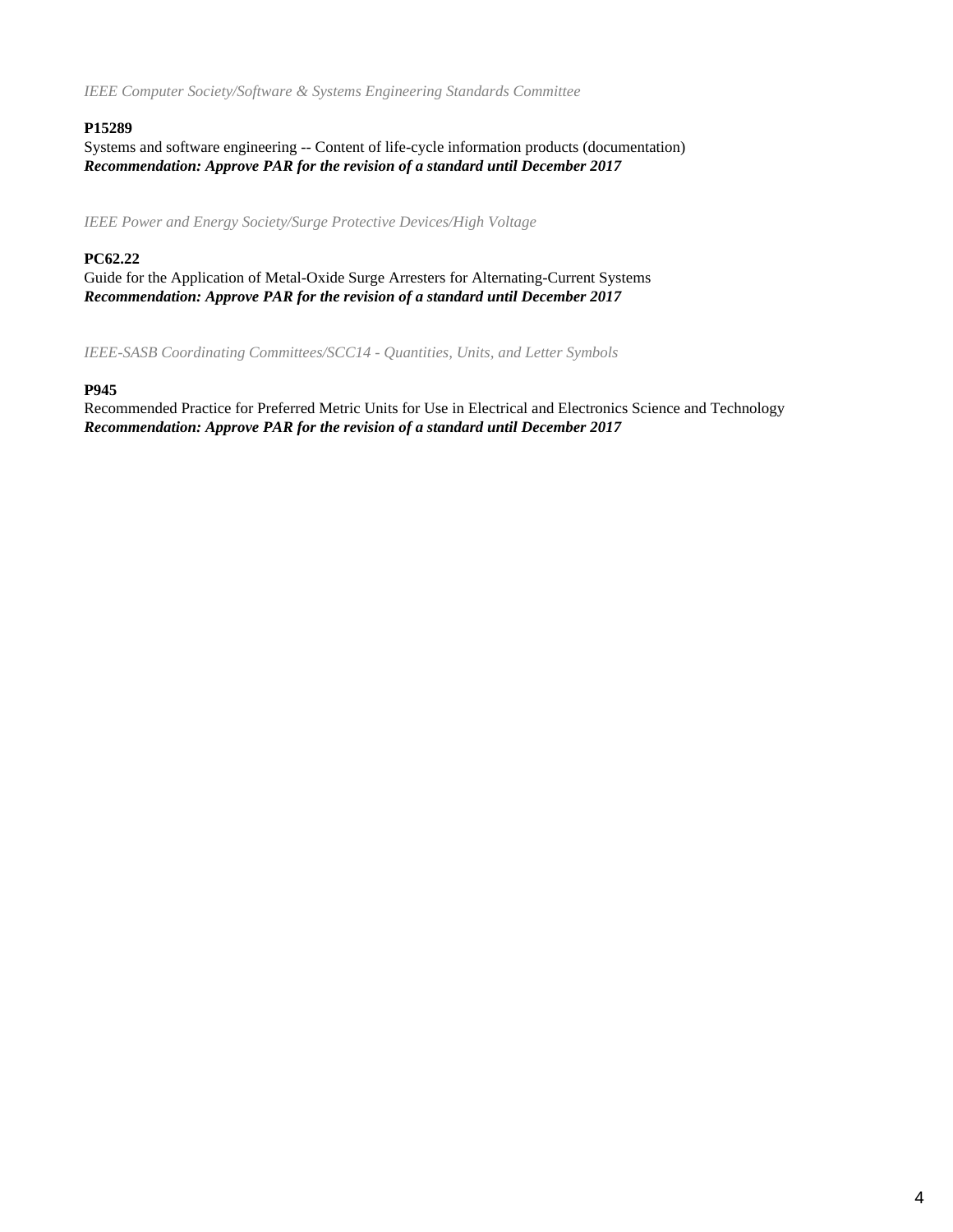*IEEE Computer Society/Software & Systems Engineering Standards Committee*

**P15289**
Systems and software engineering -- Content of life-cycle information products (documentation)
***Recommendation: Approve PAR for the revision of a standard until December 2017***

*IEEE Power and Energy Society/Surge Protective Devices/High Voltage*

**PC62.22**
Guide for the Application of Metal-Oxide Surge Arresters for Alternating-Current Systems
***Recommendation: Approve PAR for the revision of a standard until December 2017***

*IEEE-SASB Coordinating Committees/SCC14 - Quantities, Units, and Letter Symbols*

**P945**
Recommended Practice for Preferred Metric Units for Use in Electrical and Electronics Science and Technology
***Recommendation: Approve PAR for the revision of a standard until December 2017***